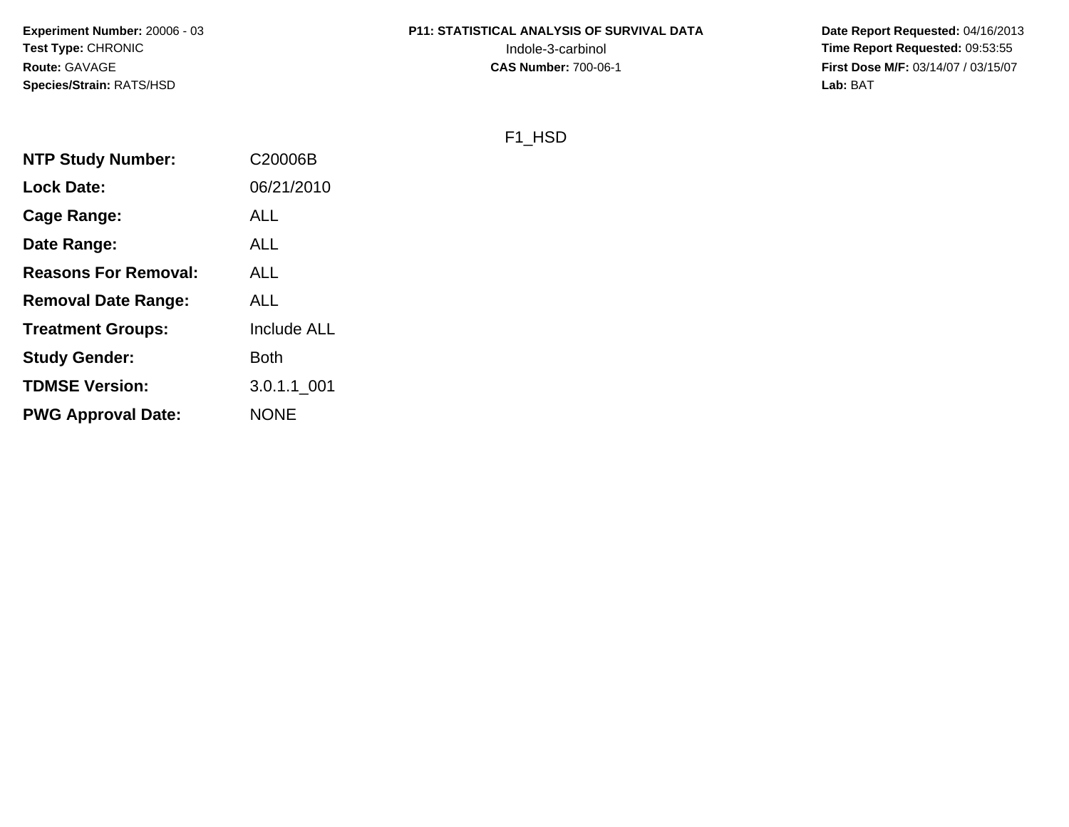**Experiment Number:** 20006 - 03
**Test Type:** CHRONIC
**Route:** GAVAGE
**Species/Strain:** RATS/HSD

**P11: STATISTICAL ANALYSIS OF SURVIVAL DATA**
Indole-3-carbinol
**CAS Number:** 700-06-1

**Date Report Requested:** 04/16/2013
**Time Report Requested:** 09:53:55
**First Dose M/F:** 03/14/07 / 03/15/07
**Lab:** BAT

F1_HSD

| | |
|---|---|
| **NTP Study Number:** | C20006B |
| **Lock Date:** | 06/21/2010 |
| **Cage Range:** | ALL |
| **Date Range:** | ALL |
| **Reasons For Removal:** | ALL |
| **Removal Date Range:** | ALL |
| **Treatment Groups:** | Include ALL |
| **Study Gender:** | Both |
| **TDMSE Version:** | 3.0.1.1_001 |
| **PWG Approval Date:** | NONE |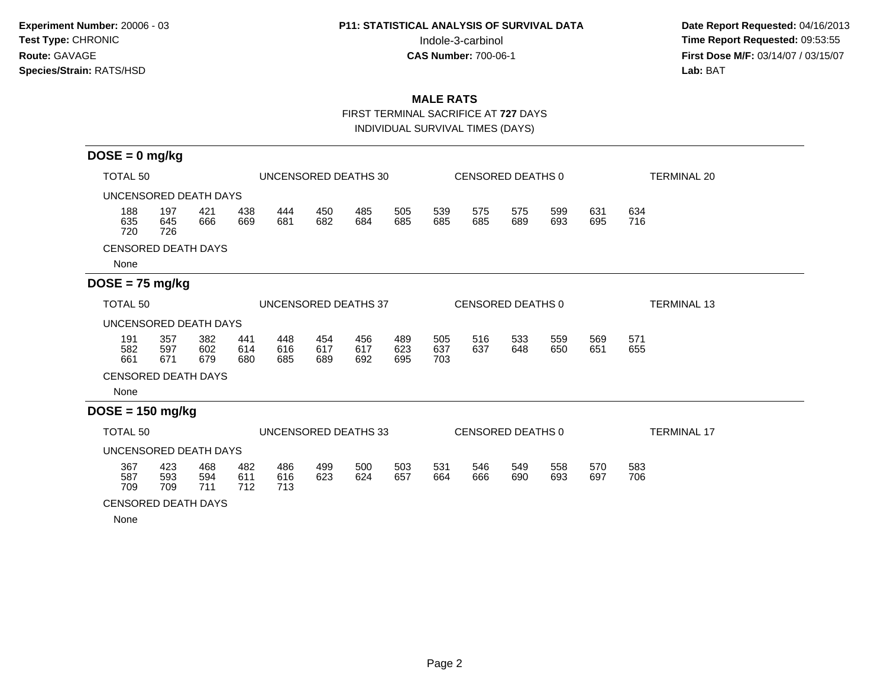**Experiment Number:** 20006 - 03
**Test Type:** CHRONIC
**Route:** GAVAGE
**Species/Strain:** RATS/HSD

**P11: STATISTICAL ANALYSIS OF SURVIVAL DATA**
Indole-3-carbinol
**CAS Number:** 700-06-1

**Date Report Requested:** 04/16/2013
**Time Report Requested:** 09:53:55
**First Dose M/F:** 03/14/07 / 03/15/07
**Lab:** BAT

## MALE RATS

FIRST TERMINAL SACRIFICE AT **727** DAYS

INDIVIDUAL SURVIVAL TIMES (DAYS)

### DOSE = 0 mg/kg

TOTAL 50 | UNCENSORED DEATHS 30 | CENSORED DEATHS 0 | TERMINAL 20

UNCENSORED DEATH DAYS

| | | | | | | | | | | | | | |
|---|---|---|---|---|---|---|---|---|---|---|---|---|---|
| 188 | 197 | 421 | 438 | 444 | 450 | 485 | 505 | 539 | 575 | 575 | 599 | 631 | 634 |
| 635 | 645 | 666 | 669 | 681 | 682 | 684 | 685 | 685 | 685 | 689 | 693 | 695 | 716 |
| 720 | 726 | | | | | | | | | | | | |

CENSORED DEATH DAYS

None

### DOSE = 75 mg/kg

TOTAL 50 | UNCENSORED DEATHS 37 | CENSORED DEATHS 0 | TERMINAL 13

UNCENSORED DEATH DAYS

| | | | | | | | | | | | | | |
|---|---|---|---|---|---|---|---|---|---|---|---|---|---|
| 191 | 357 | 382 | 441 | 448 | 454 | 456 | 489 | 505 | 516 | 533 | 559 | 569 | 571 |
| 582 | 597 | 602 | 614 | 616 | 617 | 617 | 623 | 637 | 637 | 648 | 650 | 651 | 655 |
| 661 | 671 | 679 | 680 | 685 | 689 | 692 | 695 | 703 | | | | | |

CENSORED DEATH DAYS

None

### DOSE = 150 mg/kg

TOTAL 50 | UNCENSORED DEATHS 33 | CENSORED DEATHS 0 | TERMINAL 17

UNCENSORED DEATH DAYS

| | | | | | | | | | | | | | |
|---|---|---|---|---|---|---|---|---|---|---|---|---|---|
| 367 | 423 | 468 | 482 | 486 | 499 | 500 | 503 | 531 | 546 | 549 | 558 | 570 | 583 |
| 587 | 593 | 594 | 611 | 616 | 623 | 624 | 657 | 664 | 666 | 690 | 693 | 697 | 706 |
| 709 | 709 | 711 | 712 | 713 | | | | | | | | | |

CENSORED DEATH DAYS

None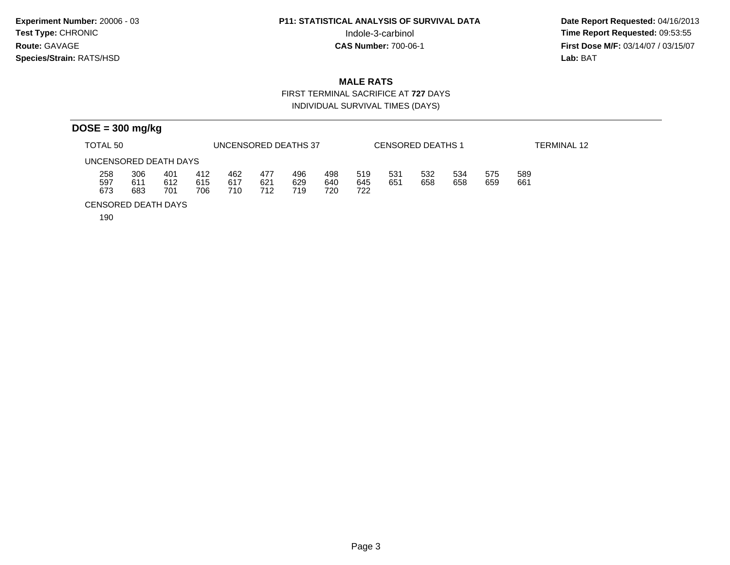**Experiment Number:** 20006 - 03
**Test Type:** CHRONIC
**Route:** GAVAGE
**Species/Strain:** RATS/HSD

**P11: STATISTICAL ANALYSIS OF SURVIVAL DATA**
Indole-3-carbinol
**CAS Number:** 700-06-1

**Date Report Requested:** 04/16/2013
**Time Report Requested:** 09:53:55
**First Dose M/F:** 03/14/07 / 03/15/07
**Lab:** BAT

## MALE RATS

FIRST TERMINAL SACRIFICE AT **727** DAYS

INDIVIDUAL SURVIVAL TIMES (DAYS)

### DOSE = 300 mg/kg

TOTAL 50 UNCENSORED DEATHS 37 CENSORED DEATHS 1 TERMINAL 12

UNCENSORED DEATH DAYS

| | | | | | | | | | | | | | |
|---|---|---|---|---|---|---|---|---|---|---|---|---|---|
| 258 | 306 | 401 | 412 | 462 | 477 | 496 | 498 | 519 | 531 | 532 | 534 | 575 | 589 |
| 597 | 611 | 612 | 615 | 617 | 621 | 629 | 640 | 645 | 651 | 658 | 658 | 659 | 661 |
| 673 | 683 | 701 | 706 | 710 | 712 | 719 | 720 | 722 | | | | | |

CENSORED DEATH DAYS

190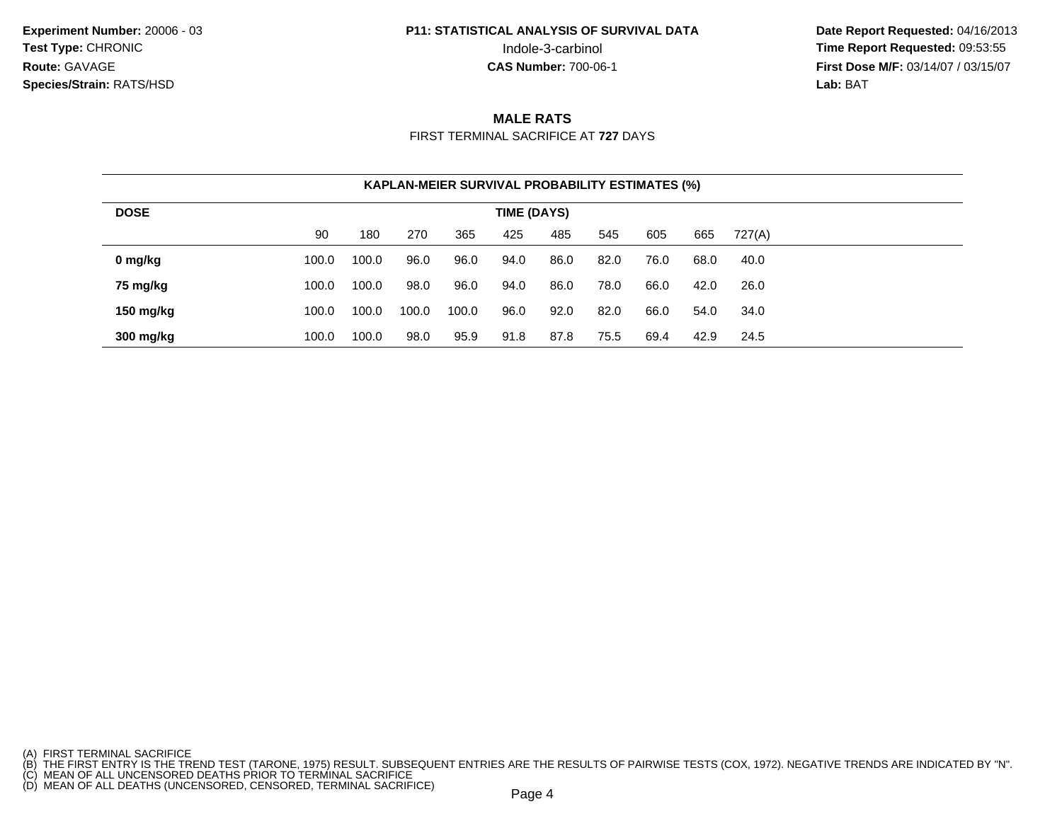**Experiment Number:** 20006 - 03
**Test Type:** CHRONIC
**Route:** GAVAGE
**Species/Strain:** RATS/HSD

**P11: STATISTICAL ANALYSIS OF SURVIVAL DATA**
Indole-3-carbinol
**CAS Number:** 700-06-1

**Date Report Requested:** 04/16/2013
**Time Report Requested:** 09:53:55
**First Dose M/F:** 03/14/07 / 03/15/07
**Lab:** BAT

## MALE RATS

FIRST TERMINAL SACRIFICE AT **727** DAYS

**KAPLAN-MEIER SURVIVAL PROBABILITY ESTIMATES (%)**

| DOSE | TIME (DAYS) | | | | | | | | | |
|---|---|---|---|---|---|---|---|---|---|---|
| | 90 | 180 | 270 | 365 | 425 | 485 | 545 | 605 | 665 | 727(A) |
| **0 mg/kg** | 100.0 | 100.0 | 96.0 | 96.0 | 94.0 | 86.0 | 82.0 | 76.0 | 68.0 | 40.0 |
| **75 mg/kg** | 100.0 | 100.0 | 98.0 | 96.0 | 94.0 | 86.0 | 78.0 | 66.0 | 42.0 | 26.0 |
| **150 mg/kg** | 100.0 | 100.0 | 100.0 | 100.0 | 96.0 | 92.0 | 82.0 | 66.0 | 54.0 | 34.0 |
| **300 mg/kg** | 100.0 | 100.0 | 98.0 | 95.9 | 91.8 | 87.8 | 75.5 | 69.4 | 42.9 | 24.5 |

(A) FIRST TERMINAL SACRIFICE
(B) THE FIRST ENTRY IS THE TREND TEST (TARONE, 1975) RESULT. SUBSEQUENT ENTRIES ARE THE RESULTS OF PAIRWISE TESTS (COX, 1972). NEGATIVE TRENDS ARE INDICATED BY "N".
(C) MEAN OF ALL UNCENSORED DEATHS PRIOR TO TERMINAL SACRIFICE
(D) MEAN OF ALL DEATHS (UNCENSORED, CENSORED, TERMINAL SACRIFICE)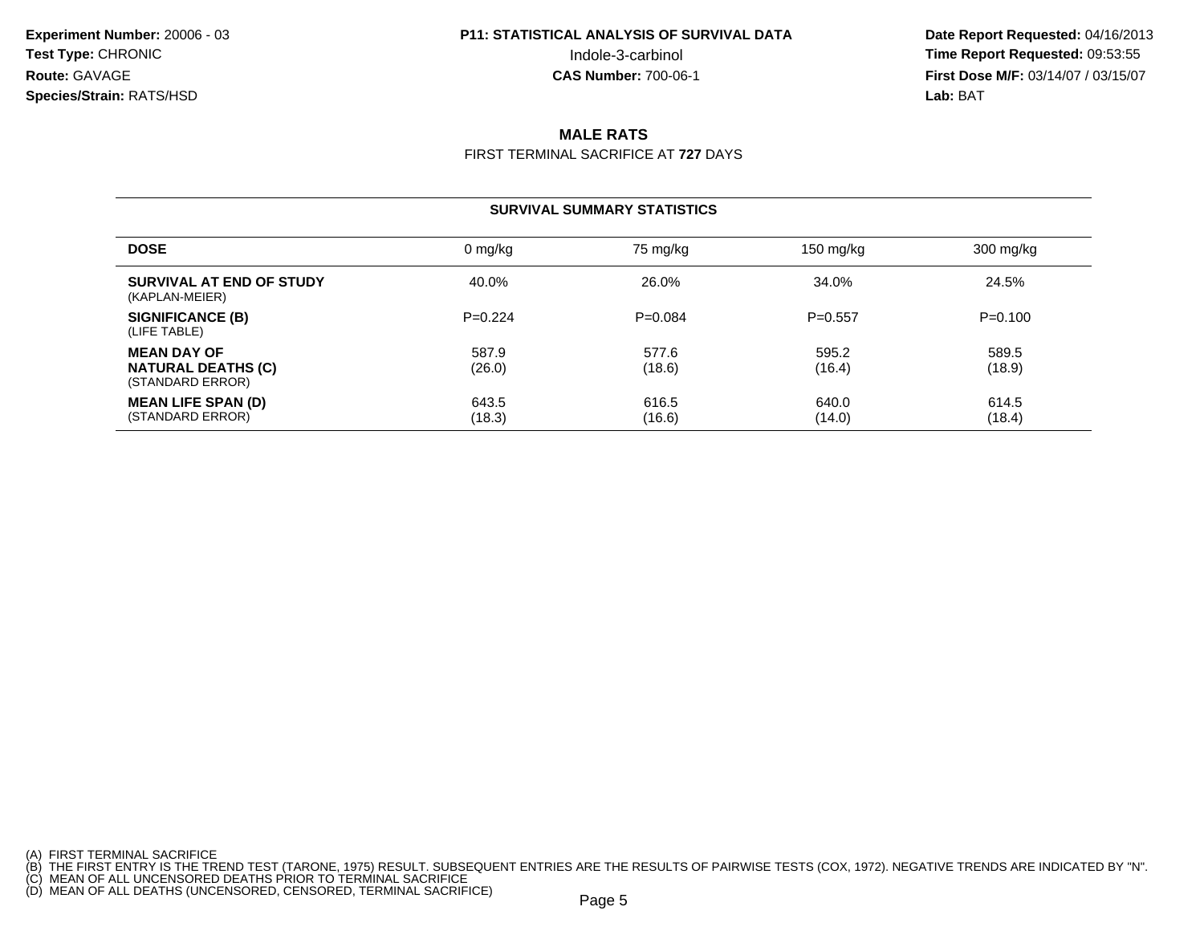**Experiment Number:** 20006 - 03
**Test Type:** CHRONIC
**Route:** GAVAGE
**Species/Strain:** RATS/HSD

**P11: STATISTICAL ANALYSIS OF SURVIVAL DATA**
Indole-3-carbinol
**CAS Number:** 700-06-1

**Date Report Requested:** 04/16/2013
**Time Report Requested:** 09:53:55
**First Dose M/F:** 03/14/07 / 03/15/07
**Lab:** BAT

## MALE RATS

FIRST TERMINAL SACRIFICE AT **727** DAYS

### SURVIVAL SUMMARY STATISTICS

| DOSE | 0 mg/kg | 75 mg/kg | 150 mg/kg | 300 mg/kg |
|---|---|---|---|---|
| **SURVIVAL AT END OF STUDY** (KAPLAN-MEIER) | 40.0% | 26.0% | 34.0% | 24.5% |
| **SIGNIFICANCE (B)** (LIFE TABLE) | P=0.224 | P=0.084 | P=0.557 | P=0.100 |
| **MEAN DAY OF NATURAL DEATHS (C)** (STANDARD ERROR) | 587.9 (26.0) | 577.6 (18.6) | 595.2 (16.4) | 589.5 (18.9) |
| **MEAN LIFE SPAN (D)** (STANDARD ERROR) | 643.5 (18.3) | 616.5 (16.6) | 640.0 (14.0) | 614.5 (18.4) |

(A) FIRST TERMINAL SACRIFICE
(B) THE FIRST ENTRY IS THE TREND TEST (TARONE, 1975) RESULT. SUBSEQUENT ENTRIES ARE THE RESULTS OF PAIRWISE TESTS (COX, 1972). NEGATIVE TRENDS ARE INDICATED BY "N".
(C) MEAN OF ALL UNCENSORED DEATHS PRIOR TO TERMINAL SACRIFICE
(D) MEAN OF ALL DEATHS (UNCENSORED, CENSORED, TERMINAL SACRIFICE)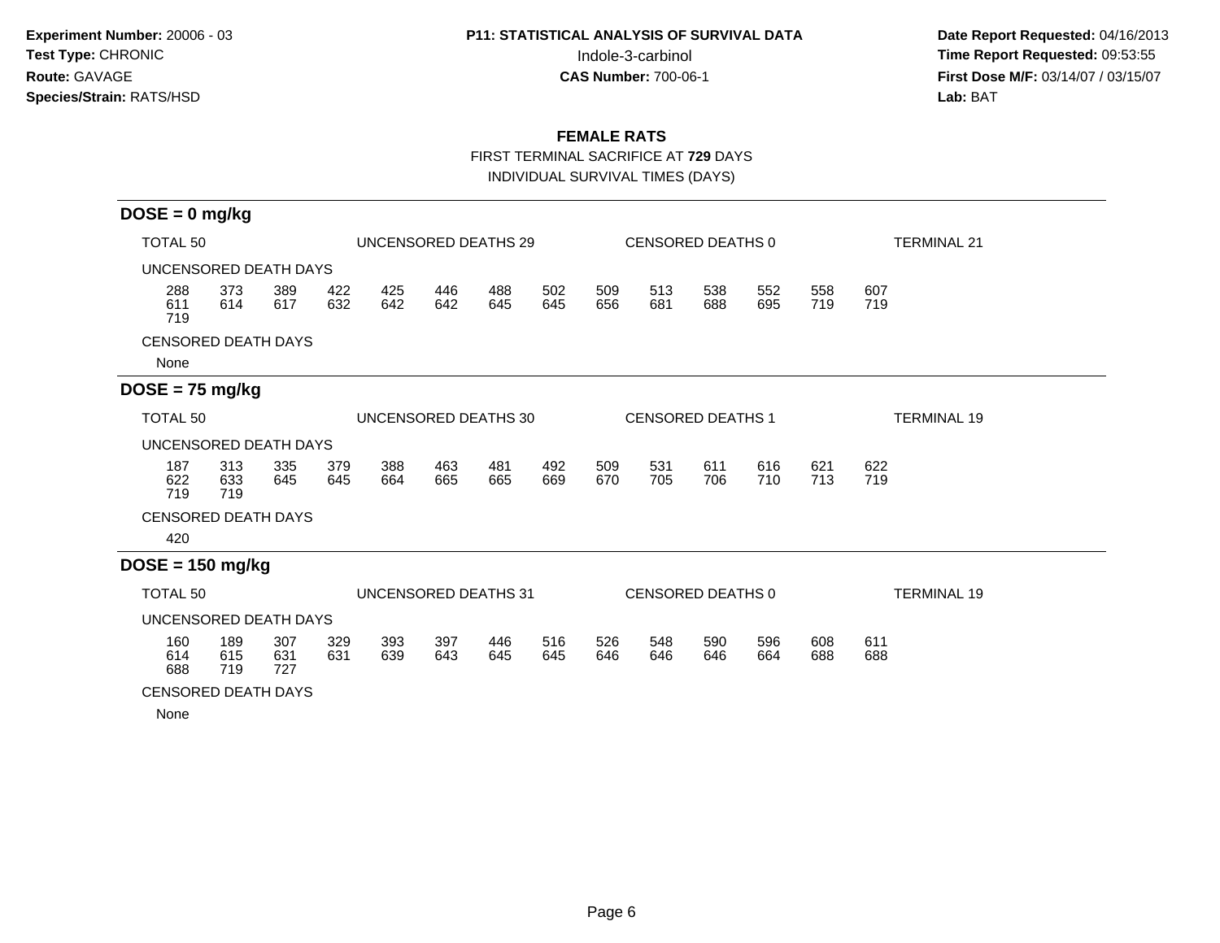**Experiment Number:** 20006 - 03
**Test Type:** CHRONIC
**Route:** GAVAGE
**Species/Strain:** RATS/HSD

**P11: STATISTICAL ANALYSIS OF SURVIVAL DATA**
Indole-3-carbinol
**CAS Number:** 700-06-1

**Date Report Requested:** 04/16/2013
**Time Report Requested:** 09:53:55
**First Dose M/F:** 03/14/07 / 03/15/07
**Lab:** BAT

## FEMALE RATS

FIRST TERMINAL SACRIFICE AT **729** DAYS

INDIVIDUAL SURVIVAL TIMES (DAYS)

### DOSE = 0 mg/kg

TOTAL 50 | UNCENSORED DEATHS 29 | CENSORED DEATHS 0 | TERMINAL 21

UNCENSORED DEATH DAYS

288 373 389 422 425 446 488 502 509 513 538 552 558 607
611 614 617 632 642 642 645 645 656 681 688 695 719 719
719

CENSORED DEATH DAYS

None

### DOSE = 75 mg/kg

TOTAL 50 | UNCENSORED DEATHS 30 | CENSORED DEATHS 1 | TERMINAL 19

UNCENSORED DEATH DAYS

187 313 335 379 388 463 481 492 509 531 611 616 621 622
622 633 645 645 664 665 665 669 670 705 706 710 713 719
719 719

CENSORED DEATH DAYS

420

### DOSE = 150 mg/kg

TOTAL 50 | UNCENSORED DEATHS 31 | CENSORED DEATHS 0 | TERMINAL 19

UNCENSORED DEATH DAYS

160 189 307 329 393 397 446 516 526 548 590 596 608 611
614 615 631 631 639 643 645 645 646 646 646 664 688 688
688 719 727

CENSORED DEATH DAYS

None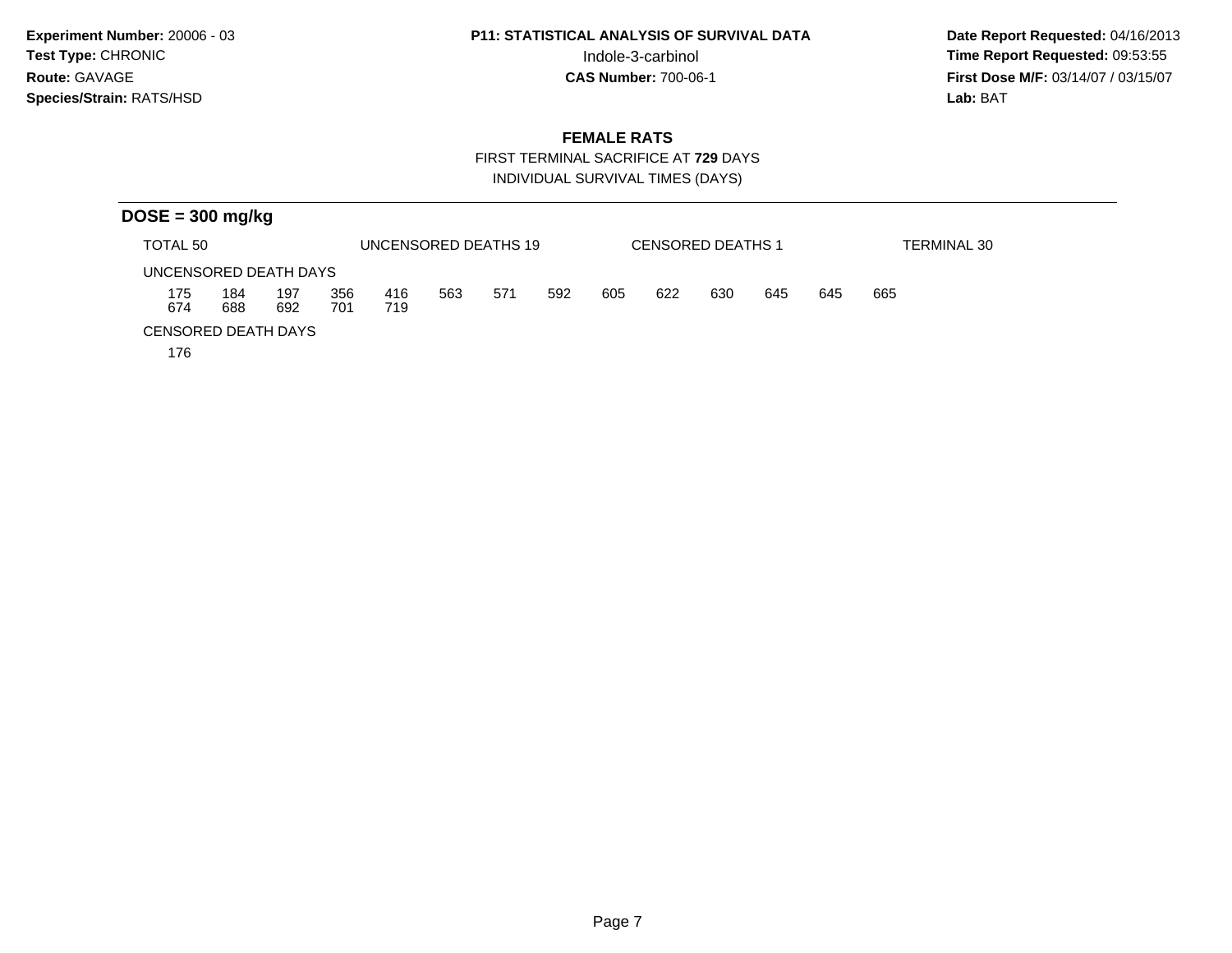**Experiment Number:** 20006 - 03
**Test Type:** CHRONIC
**Route:** GAVAGE
**Species/Strain:** RATS/HSD

**P11: STATISTICAL ANALYSIS OF SURVIVAL DATA**
Indole-3-carbinol
**CAS Number:** 700-06-1

**Date Report Requested:** 04/16/2013
**Time Report Requested:** 09:53:55
**First Dose M/F:** 03/14/07 / 03/15/07
**Lab:** BAT

## FEMALE RATS

FIRST TERMINAL SACRIFICE AT **729** DAYS
INDIVIDUAL SURVIVAL TIMES (DAYS)

### DOSE = 300 mg/kg

TOTAL 50 | UNCENSORED DEATHS 19 | CENSORED DEATHS 1 | TERMINAL 30

UNCENSORED DEATH DAYS

175 184 197 356 416 563 571 592 605 622 630 645 645 665
674 688 692 701 719

CENSORED DEATH DAYS

176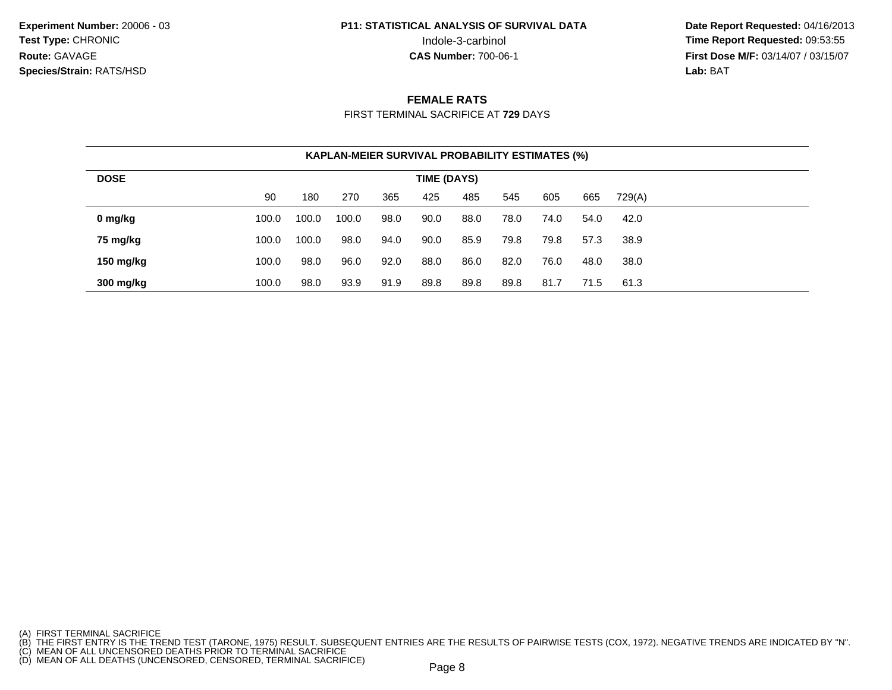**Experiment Number:** 20006 - 03
**Test Type:** CHRONIC
**Route:** GAVAGE
**Species/Strain:** RATS/HSD

**P11: STATISTICAL ANALYSIS OF SURVIVAL DATA**
Indole-3-carbinol
**CAS Number:** 700-06-1

**Date Report Requested:** 04/16/2013
**Time Report Requested:** 09:53:55
**First Dose M/F:** 03/14/07 / 03/15/07
**Lab:** BAT

## FEMALE RATS

FIRST TERMINAL SACRIFICE AT **729** DAYS

**KAPLAN-MEIER SURVIVAL PROBABILITY ESTIMATES (%)**

| DOSE | TIME (DAYS) | | | | | | | | | |
|---|---|---|---|---|---|---|---|---|---|---|
| | 90 | 180 | 270 | 365 | 425 | 485 | 545 | 605 | 665 | 729(A) |
| **0 mg/kg** | 100.0 | 100.0 | 100.0 | 98.0 | 90.0 | 88.0 | 78.0 | 74.0 | 54.0 | 42.0 |
| **75 mg/kg** | 100.0 | 100.0 | 98.0 | 94.0 | 90.0 | 85.9 | 79.8 | 79.8 | 57.3 | 38.9 |
| **150 mg/kg** | 100.0 | 98.0 | 96.0 | 92.0 | 88.0 | 86.0 | 82.0 | 76.0 | 48.0 | 38.0 |
| **300 mg/kg** | 100.0 | 98.0 | 93.9 | 91.9 | 89.8 | 89.8 | 89.8 | 81.7 | 71.5 | 61.3 |

(A) FIRST TERMINAL SACRIFICE
(B) THE FIRST ENTRY IS THE TREND TEST (TARONE, 1975) RESULT. SUBSEQUENT ENTRIES ARE THE RESULTS OF PAIRWISE TESTS (COX, 1972). NEGATIVE TRENDS ARE INDICATED BY "N".
(C) MEAN OF ALL UNCENSORED DEATHS PRIOR TO TERMINAL SACRIFICE
(D) MEAN OF ALL DEATHS (UNCENSORED, CENSORED, TERMINAL SACRIFICE)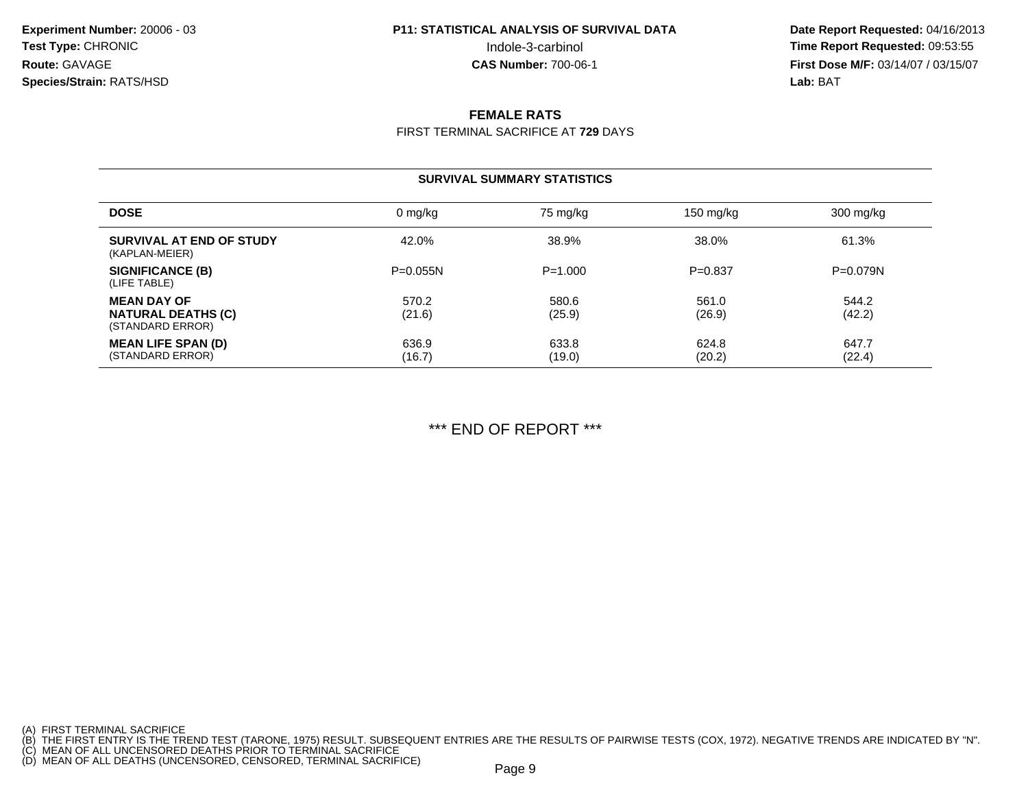**Experiment Number:** 20006 - 03
**Test Type:** CHRONIC
**Route:** GAVAGE
**Species/Strain:** RATS/HSD

**P11: STATISTICAL ANALYSIS OF SURVIVAL DATA**
Indole-3-carbinol
**CAS Number:** 700-06-1

**Date Report Requested:** 04/16/2013
**Time Report Requested:** 09:53:55
**First Dose M/F:** 03/14/07 / 03/15/07
**Lab:** BAT

## FEMALE RATS

FIRST TERMINAL SACRIFICE AT **729** DAYS

### SURVIVAL SUMMARY STATISTICS

| **DOSE** | 0 mg/kg | 75 mg/kg | 150 mg/kg | 300 mg/kg |
|---|---|---|---|---|
| **SURVIVAL AT END OF STUDY** (KAPLAN-MEIER) | 42.0% | 38.9% | 38.0% | 61.3% |
| **SIGNIFICANCE (B)** (LIFE TABLE) | P=0.055N | P=1.000 | P=0.837 | P=0.079N |
| **MEAN DAY OF NATURAL DEATHS (C)** (STANDARD ERROR) | 570.2 (21.6) | 580.6 (25.9) | 561.0 (26.9) | 544.2 (42.2) |
| **MEAN LIFE SPAN (D)** (STANDARD ERROR) | 636.9 (16.7) | 633.8 (19.0) | 624.8 (20.2) | 647.7 (22.4) |

\*\*\* END OF REPORT \*\*\*

(A) FIRST TERMINAL SACRIFICE
(B) THE FIRST ENTRY IS THE TREND TEST (TARONE, 1975) RESULT. SUBSEQUENT ENTRIES ARE THE RESULTS OF PAIRWISE TESTS (COX, 1972). NEGATIVE TRENDS ARE INDICATED BY "N".
(C) MEAN OF ALL UNCENSORED DEATHS PRIOR TO TERMINAL SACRIFICE
(D) MEAN OF ALL DEATHS (UNCENSORED, CENSORED, TERMINAL SACRIFICE)